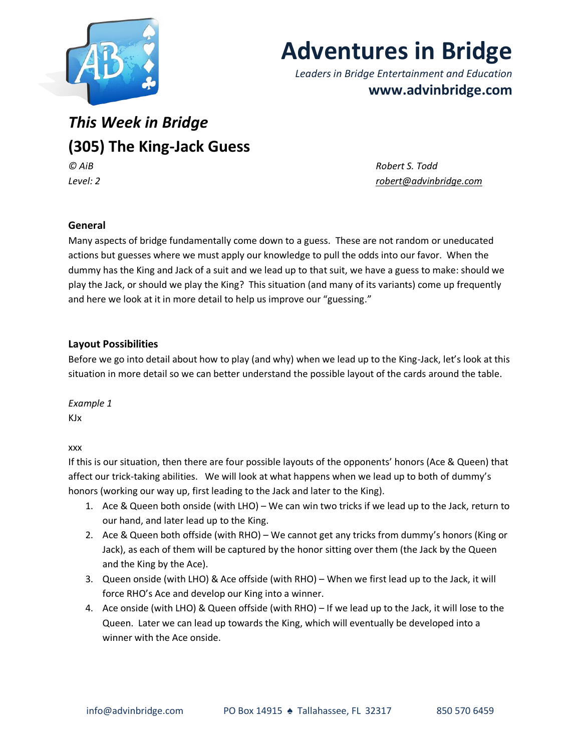# Adventures in Bridge

*Leaders in Bridge Entertainment and Education*

**www.advinbridge.com**

## *This Week in Bridge*

## (305) The King-Jack Guess

*© AiB* *Robert S. Todd*

*Level: 2* *robert@advinbridge.com*

### General

Many aspects of bridge fundamentally come down to a guess. These are not random or uneducated actions but guesses where we must apply our knowledge to pull the odds into our favor. When the dummy has the King and Jack of a suit and we lead up to that suit, we have a guess to make: should we play the Jack, or should we play the King? This situation (and many of its variants) come up frequently and here we look at it in more detail to help us improve our "guessing."

### Layout Possibilities

Before we go into detail about how to play (and why) when we lead up to the King-Jack, let's look at this situation in more detail so we can better understand the possible layout of the cards around the table.

*Example 1*

KJx

xxx

If this is our situation, then there are four possible layouts of the opponents' honors (Ace & Queen) that affect our trick-taking abilities. We will look at what happens when we lead up to both of dummy's honors (working our way up, first leading to the Jack and later to the King).

1. Ace & Queen both onside (with LHO) – We can win two tricks if we lead up to the Jack, return to our hand, and later lead up to the King.
2. Ace & Queen both offside (with RHO) – We cannot get any tricks from dummy's honors (King or Jack), as each of them will be captured by the honor sitting over them (the Jack by the Queen and the King by the Ace).
3. Queen onside (with LHO) & Ace offside (with RHO) – When we first lead up to the Jack, it will force RHO's Ace and develop our King into a winner.
4. Ace onside (with LHO) & Queen offside (with RHO) – If we lead up to the Jack, it will lose to the Queen. Later we can lead up towards the King, which will eventually be developed into a winner with the Ace onside.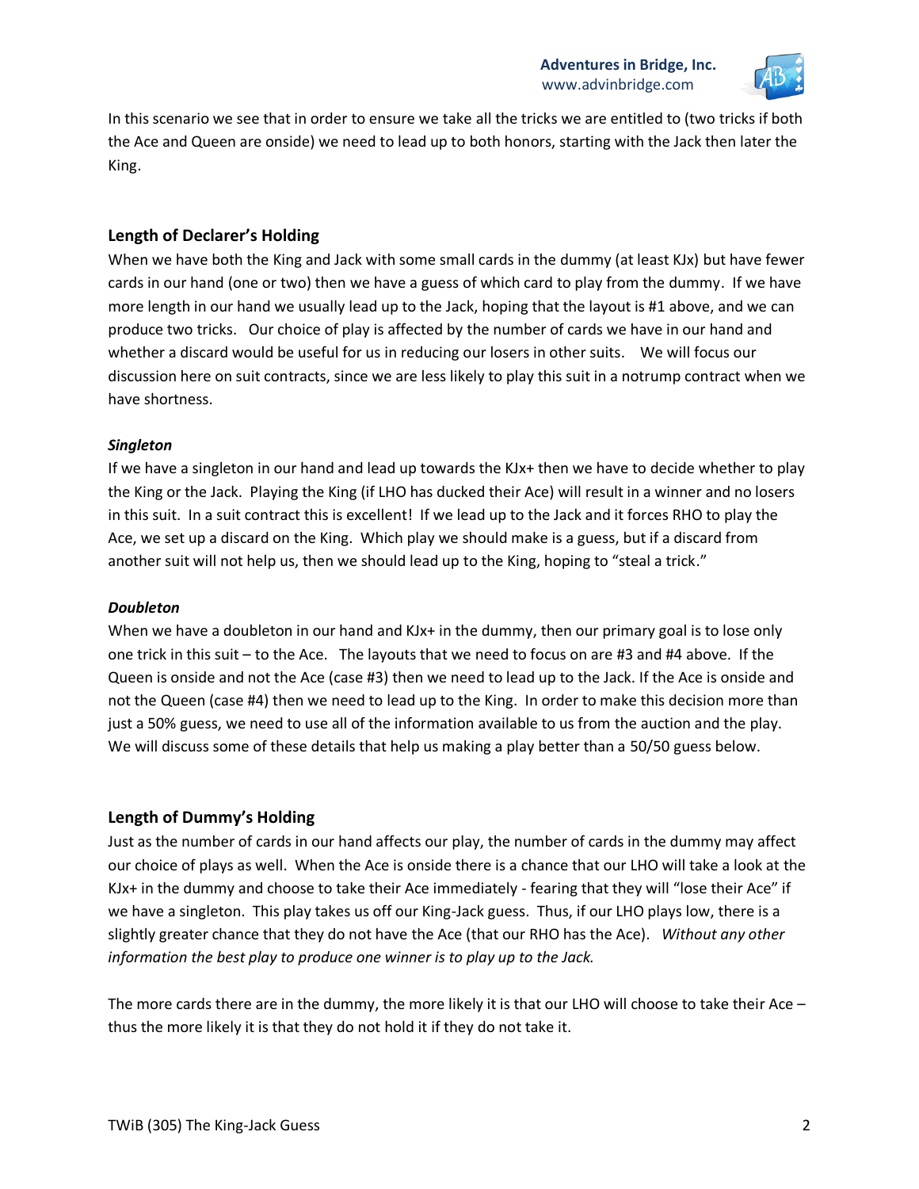In this scenario we see that in order to ensure we take all the tricks we are entitled to (two tricks if both the Ace and Queen are onside) we need to lead up to both honors, starting with the Jack then later the King.

## Length of Declarer's Holding

When we have both the King and Jack with some small cards in the dummy (at least KJx) but have fewer cards in our hand (one or two) then we have a guess of which card to play from the dummy. If we have more length in our hand we usually lead up to the Jack, hoping that the layout is #1 above, and we can produce two tricks. Our choice of play is affected by the number of cards we have in our hand and whether a discard would be useful for us in reducing our losers in other suits. We will focus our discussion here on suit contracts, since we are less likely to play this suit in a notrump contract when we have shortness.

### *Singleton*

If we have a singleton in our hand and lead up towards the KJx+ then we have to decide whether to play the King or the Jack. Playing the King (if LHO has ducked their Ace) will result in a winner and no losers in this suit. In a suit contract this is excellent! If we lead up to the Jack and it forces RHO to play the Ace, we set up a discard on the King. Which play we should make is a guess, but if a discard from another suit will not help us, then we should lead up to the King, hoping to "steal a trick."

### *Doubleton*

When we have a doubleton in our hand and KJx+ in the dummy, then our primary goal is to lose only one trick in this suit – to the Ace. The layouts that we need to focus on are #3 and #4 above. If the Queen is onside and not the Ace (case #3) then we need to lead up to the Jack. If the Ace is onside and not the Queen (case #4) then we need to lead up to the King. In order to make this decision more than just a 50% guess, we need to use all of the information available to us from the auction and the play. We will discuss some of these details that help us making a play better than a 50/50 guess below.

## Length of Dummy's Holding

Just as the number of cards in our hand affects our play, the number of cards in the dummy may affect our choice of plays as well. When the Ace is onside there is a chance that our LHO will take a look at the KJx+ in the dummy and choose to take their Ace immediately - fearing that they will "lose their Ace" if we have a singleton. This play takes us off our King-Jack guess. Thus, if our LHO plays low, there is a slightly greater chance that they do not have the Ace (that our RHO has the Ace). *Without any other information the best play to produce one winner is to play up to the Jack.*

The more cards there are in the dummy, the more likely it is that our LHO will choose to take their Ace – thus the more likely it is that they do not hold it if they do not take it.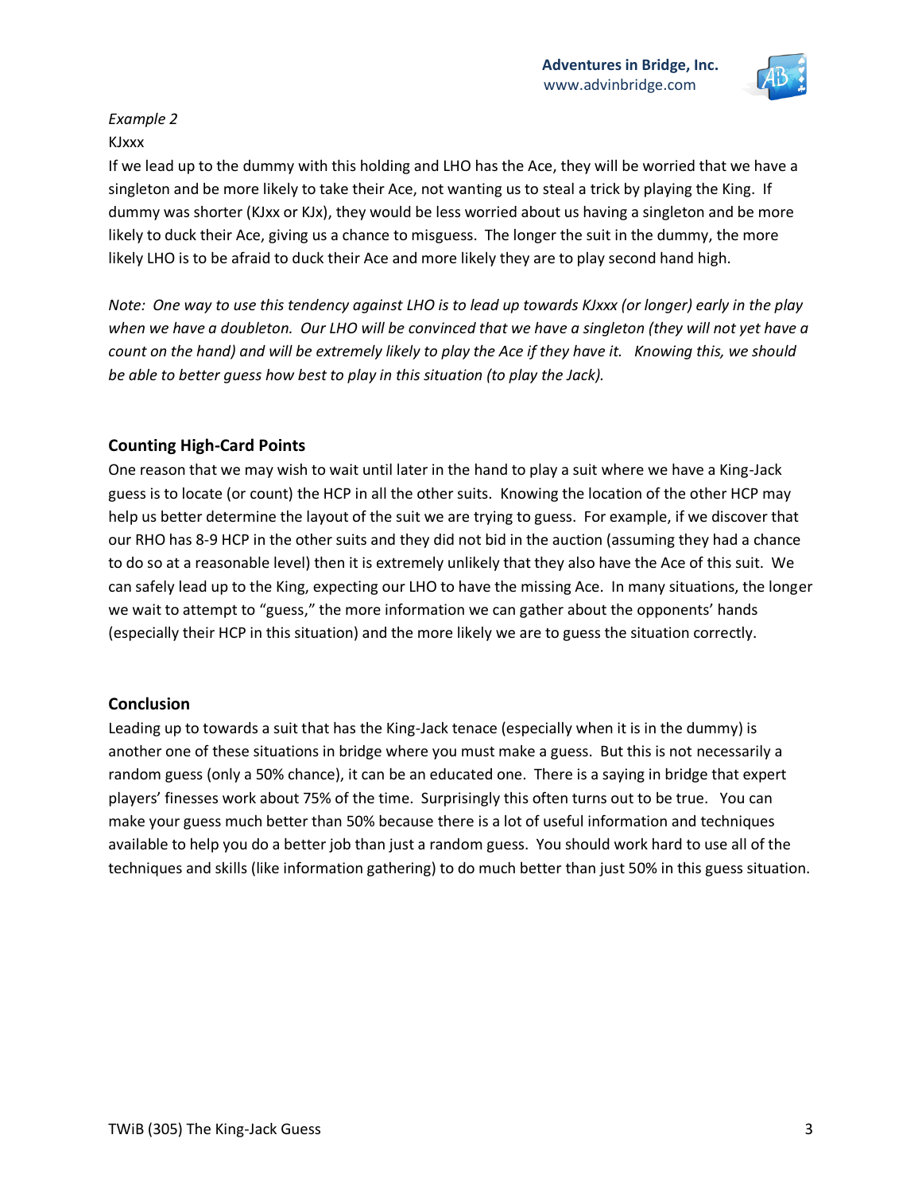*Example 2*

KJxxx

If we lead up to the dummy with this holding and LHO has the Ace, they will be worried that we have a singleton and be more likely to take their Ace, not wanting us to steal a trick by playing the King. If dummy was shorter (KJxx or KJx), they would be less worried about us having a singleton and be more likely to duck their Ace, giving us a chance to misguess. The longer the suit in the dummy, the more likely LHO is to be afraid to duck their Ace and more likely they are to play second hand high.

*Note: One way to use this tendency against LHO is to lead up towards KJxxx (or longer) early in the play when we have a doubleton. Our LHO will be convinced that we have a singleton (they will not yet have a count on the hand) and will be extremely likely to play the Ace if they have it. Knowing this, we should be able to better guess how best to play in this situation (to play the Jack).*

## Counting High-Card Points

One reason that we may wish to wait until later in the hand to play a suit where we have a King-Jack guess is to locate (or count) the HCP in all the other suits. Knowing the location of the other HCP may help us better determine the layout of the suit we are trying to guess. For example, if we discover that our RHO has 8-9 HCP in the other suits and they did not bid in the auction (assuming they had a chance to do so at a reasonable level) then it is extremely unlikely that they also have the Ace of this suit. We can safely lead up to the King, expecting our LHO to have the missing Ace. In many situations, the longer we wait to attempt to "guess," the more information we can gather about the opponents' hands (especially their HCP in this situation) and the more likely we are to guess the situation correctly.

## Conclusion

Leading up to towards a suit that has the King-Jack tenace (especially when it is in the dummy) is another one of these situations in bridge where you must make a guess. But this is not necessarily a random guess (only a 50% chance), it can be an educated one. There is a saying in bridge that expert players' finesses work about 75% of the time. Surprisingly this often turns out to be true. You can make your guess much better than 50% because there is a lot of useful information and techniques available to help you do a better job than just a random guess. You should work hard to use all of the techniques and skills (like information gathering) to do much better than just 50% in this guess situation.